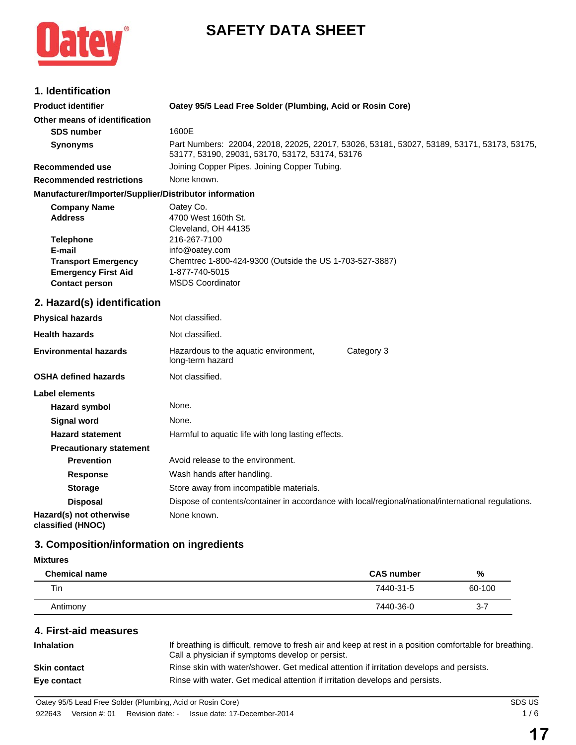# SAFETY DATA SHEET

## 1. Identification

**Product identifier** — **Oatey 95/5 Lead Free Solder (Plumbing, Acid or Rosin Core)**

**Other means of identification**

**SDS number** — 1600E

**Synonyms** — Part Numbers: 22004, 22018, 22025, 22017, 53026, 53181, 53027, 53189, 53171, 53173, 53175, 53177, 53190, 29031, 53170, 53172, 53174, 53176

**Recommended use** — Joining Copper Pipes. Joining Copper Tubing.

**Recommended restrictions** — None known.

**Manufacturer/Importer/Supplier/Distributor information**

**Company Name** — Oatey Co.

**Address** — 4700 West 160th St.
Cleveland, OH 44135

**Telephone** — 216-267-7100

**E-mail** — info@oatey.com

**Transport Emergency** — Chemtrec 1-800-424-9300 (Outside the US 1-703-527-3887)

**Emergency First Aid** — 1-877-740-5015

**Contact person** — MSDS Coordinator

## 2. Hazard(s) identification

**Physical hazards** — Not classified.

**Health hazards** — Not classified.

**Environmental hazards** — Hazardous to the aquatic environment, long-term hazard — Category 3

**OSHA defined hazards** — Not classified.

**Label elements**

**Hazard symbol** — None.

**Signal word** — None.

**Hazard statement** — Harmful to aquatic life with long lasting effects.

**Precautionary statement**

**Prevention** — Avoid release to the environment.

**Response** — Wash hands after handling.

**Storage** — Store away from incompatible materials.

**Disposal** — Dispose of contents/container in accordance with local/regional/national/international regulations.

**Hazard(s) not otherwise classified (HNOC)** — None known.

## 3. Composition/information on ingredients

**Mixtures**

| Chemical name | CAS number | % |
|---|---|---|
| Tin | 7440-31-5 | 60-100 |
| Antimony | 7440-36-0 | 3-7 |

## 4. First-aid measures

**Inhalation** — If breathing is difficult, remove to fresh air and keep at rest in a position comfortable for breathing. Call a physician if symptoms develop or persist.

**Skin contact** — Rinse skin with water/shower. Get medical attention if irritation develops and persists.

**Eye contact** — Rinse with water. Get medical attention if irritation develops and persists.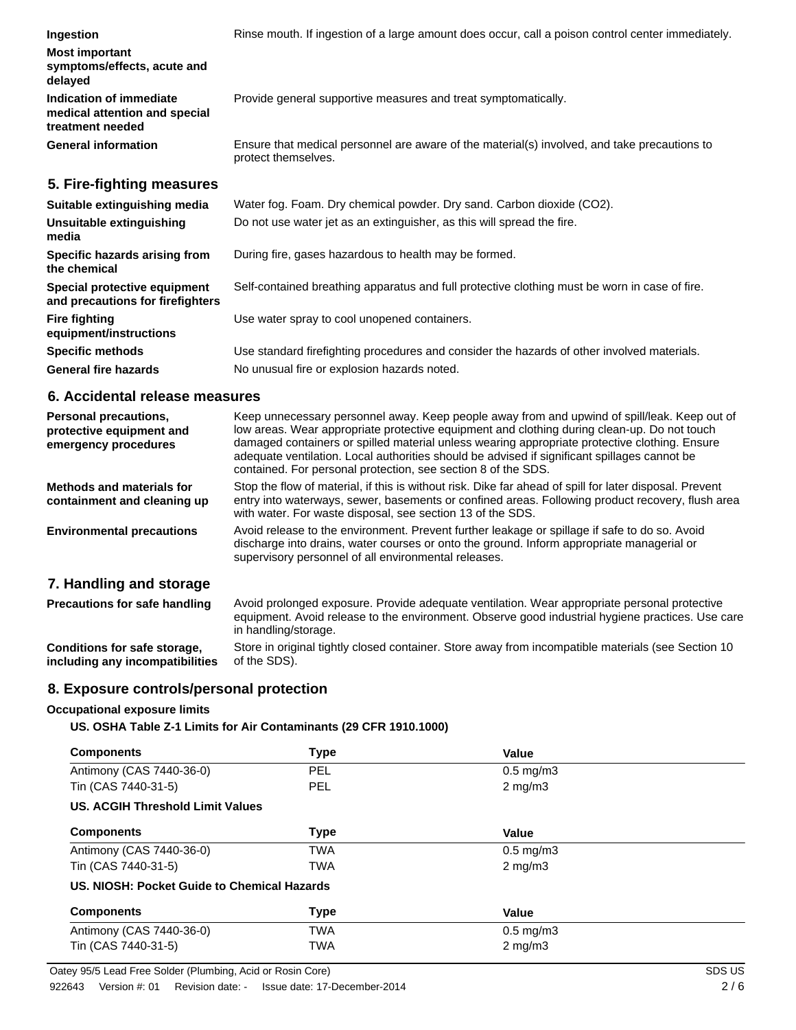**Ingestion** Rinse mouth. If ingestion of a large amount does occur, call a poison control center immediately.

**Most important symptoms/effects, acute and delayed**

**Indication of immediate medical attention and special treatment needed** Provide general supportive measures and treat symptomatically.

**General information** Ensure that medical personnel are aware of the material(s) involved, and take precautions to protect themselves.

## 5. Fire-fighting measures

**Suitable extinguishing media** Water fog. Foam. Dry chemical powder. Dry sand. Carbon dioxide ($CO_2$).

**Unsuitable extinguishing media** Do not use water jet as an extinguisher, as this will spread the fire.

**Specific hazards arising from the chemical** During fire, gases hazardous to health may be formed.

**Special protective equipment and precautions for firefighters** Self-contained breathing apparatus and full protective clothing must be worn in case of fire.

**Fire fighting equipment/instructions** Use water spray to cool unopened containers.

**Specific methods** Use standard firefighting procedures and consider the hazards of other involved materials.

**General fire hazards** No unusual fire or explosion hazards noted.

## 6. Accidental release measures

**Personal precautions, protective equipment and emergency procedures** Keep unnecessary personnel away. Keep people away from and upwind of spill/leak. Keep out of low areas. Wear appropriate protective equipment and clothing during clean-up. Do not touch damaged containers or spilled material unless wearing appropriate protective clothing. Ensure adequate ventilation. Local authorities should be advised if significant spillages cannot be contained. For personal protection, see section 8 of the SDS.

**Methods and materials for containment and cleaning up** Stop the flow of material, if this is without risk. Dike far ahead of spill for later disposal. Prevent entry into waterways, sewer, basements or confined areas. Following product recovery, flush area with water. For waste disposal, see section 13 of the SDS.

**Environmental precautions** Avoid release to the environment. Prevent further leakage or spillage if safe to do so. Avoid discharge into drains, water courses or onto the ground. Inform appropriate managerial or supervisory personnel of all environmental releases.

## 7. Handling and storage

**Precautions for safe handling** Avoid prolonged exposure. Provide adequate ventilation. Wear appropriate personal protective equipment. Avoid release to the environment. Observe good industrial hygiene practices. Use care in handling/storage.

**Conditions for safe storage, including any incompatibilities** Store in original tightly closed container. Store away from incompatible materials (see Section 10 of the SDS).

## 8. Exposure controls/personal protection

### Occupational exposure limits

**US. OSHA Table Z-1 Limits for Air Contaminants (29 CFR 1910.1000)**

| Components | Type | Value |
|---|---|---|
| Antimony (CAS 7440-36-0) | PEL | 0.5 mg/m3 |
| Tin (CAS 7440-31-5) | PEL | 2 mg/m3 |

**US. ACGIH Threshold Limit Values**

| Components | Type | Value |
|---|---|---|
| Antimony (CAS 7440-36-0) | TWA | 0.5 mg/m3 |
| Tin (CAS 7440-31-5) | TWA | 2 mg/m3 |

**US. NIOSH: Pocket Guide to Chemical Hazards**

| Components | Type | Value |
|---|---|---|
| Antimony (CAS 7440-36-0) | TWA | 0.5 mg/m3 |
| Tin (CAS 7440-31-5) | TWA | 2 mg/m3 |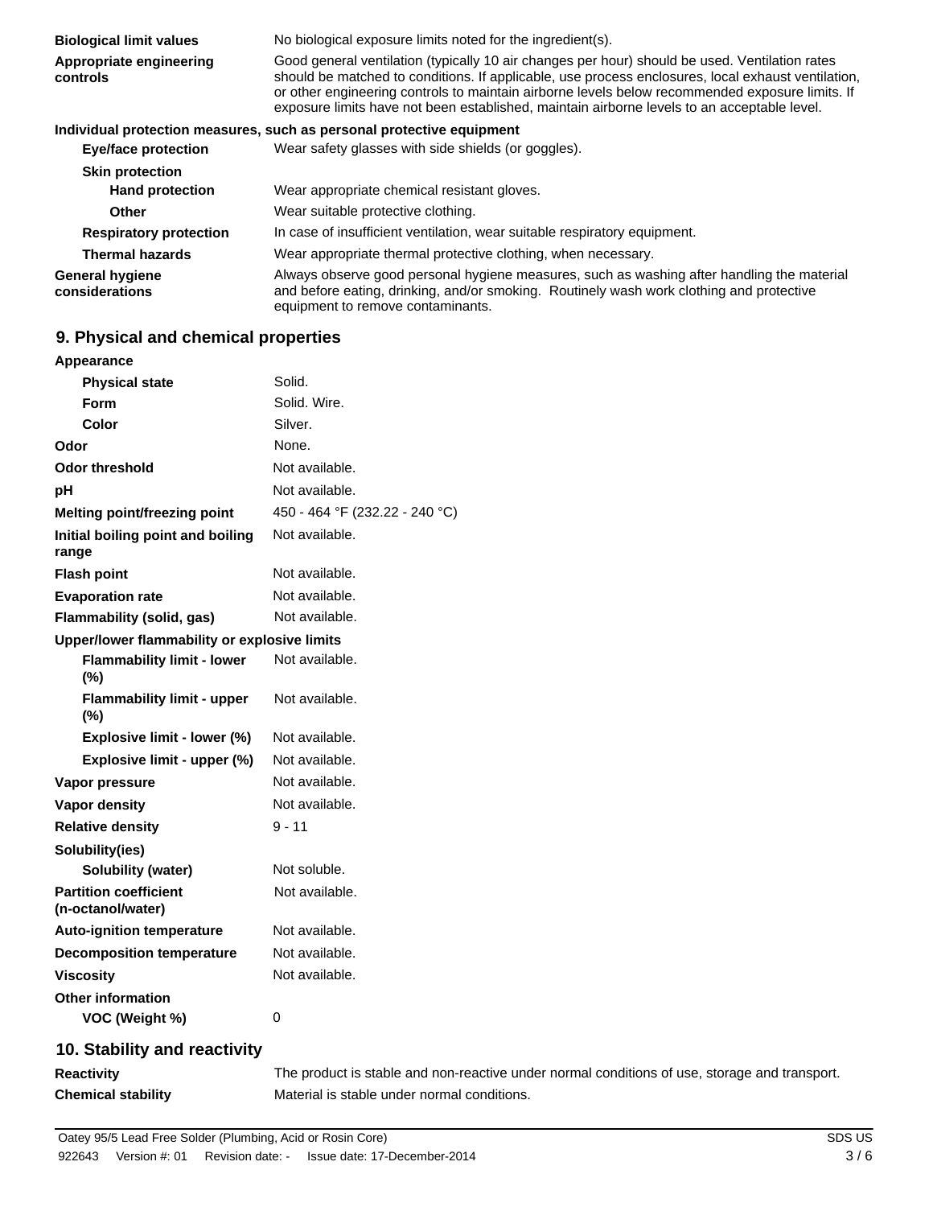| | |
|---|---|
| **Biological limit values** | No biological exposure limits noted for the ingredient(s). |
| **Appropriate engineering controls** | Good general ventilation (typically 10 air changes per hour) should be used. Ventilation rates should be matched to conditions. If applicable, use process enclosures, local exhaust ventilation, or other engineering controls to maintain airborne levels below recommended exposure limits. If exposure limits have not been established, maintain airborne levels to an acceptable level. |

**Individual protection measures, such as personal equipment**

| | |
|---|---|
| **Eye/face protection** | Wear safety glasses with side shields (or goggles). |
| **Skin protection** | |
| **Hand protection** | Wear appropriate chemical resistant gloves. |
| **Other** | Wear suitable protective clothing. |
| **Respiratory protection** | In case of insufficient ventilation, wear suitable respiratory equipment. |
| **Thermal hazards** | Wear appropriate thermal protective clothing, when necessary. |
| **General hygiene considerations** | Always observe good personal hygiene measures, such as washing after handling the material and before eating, drinking, and/or smoking. Routinely wash work clothing and protective equipment to remove contaminants. |

## 9. Physical and chemical properties

| | |
|---|---|
| **Appearance** | |
| **Physical state** | Solid. |
| **Form** | Solid. Wire. |
| **Color** | Silver. |
| **Odor** | None. |
| **Odor threshold** | Not available. |
| **pH** | Not available. |
| **Melting point/freezing point** | 450 - 464 °F (232.22 - 240 °C) |
| **Initial boiling point and boiling range** | Not available. |
| **Flash point** | Not available. |
| **Evaporation rate** | Not available. |
| **Flammability (solid, gas)** | Not available. |
| **Upper/lower flammability or explosive limits** | |
| **Flammability limit - lower (%)** | Not available. |
| **Flammability limit - upper (%)** | Not available. |
| **Explosive limit - lower (%)** | Not available. |
| **Explosive limit - upper (%)** | Not available. |
| **Vapor pressure** | Not available. |
| **Vapor density** | Not available. |
| **Relative density** | 9 - 11 |
| **Solubility(ies)** | |
| **Solubility (water)** | Not soluble. |
| **Partition coefficient (n-octanol/water)** | Not available. |
| **Auto-ignition temperature** | Not available. |
| **Decomposition temperature** | Not available. |
| **Viscosity** | Not available. |
| **Other information** | |
| **VOC (Weight %)** | 0 |

## 10. Stability and reactivity

| | |
|---|---|
| **Reactivity** | The product is stable and non-reactive under normal conditions of use, storage and transport. |
| **Chemical stability** | Material is stable under normal conditions. |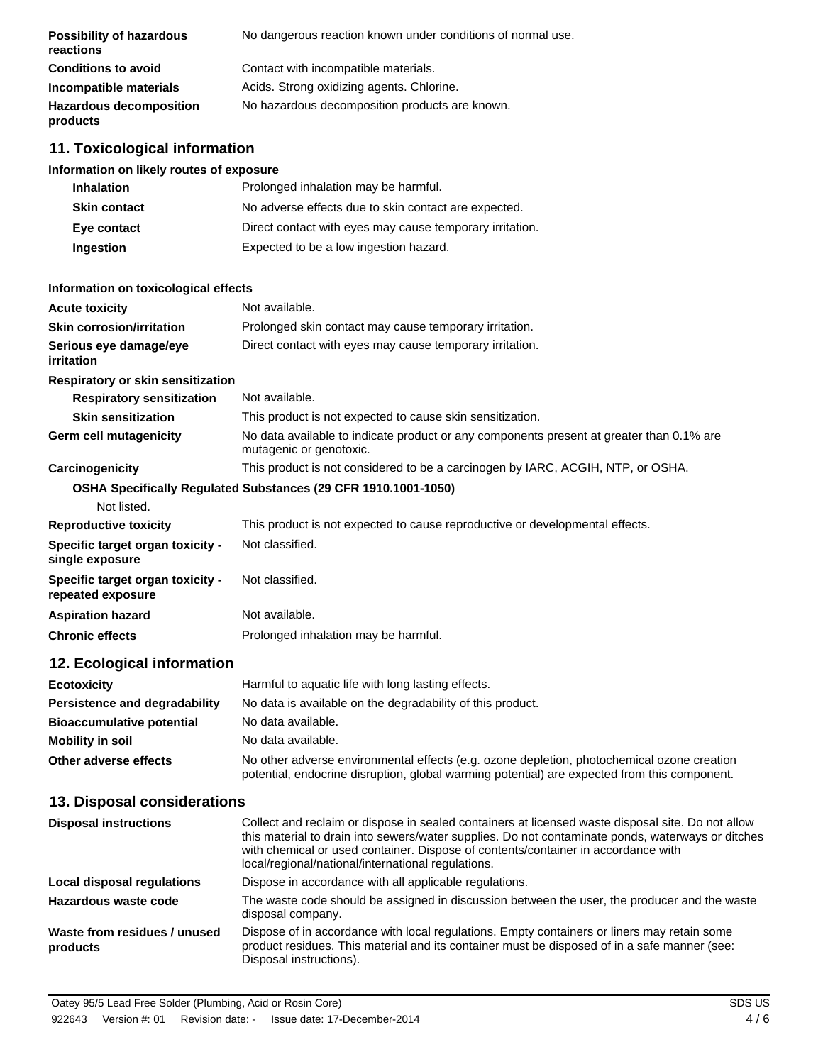| | |
|---|---|
| **Possibility of hazardous reactions** | No dangerous reaction known under conditions of normal use. |
| **Conditions to avoid** | Contact with incompatible materials. |
| **Incompatible materials** | Acids. Strong oxidizing agents. Chlorine. |
| **Hazardous decomposition products** | No hazardous decomposition products are known. |

## 11. Toxicological information

**Information on likely routes of exposure**

| | |
|---|---|
| **Inhalation** | Prolonged inhalation may be harmful. |
| **Skin contact** | No adverse effects due to skin contact are expected. |
| **Eye contact** | Direct contact with eyes may cause temporary irritation. |
| **Ingestion** | Expected to be a low ingestion hazard. |

**Information on toxicological effects**

| | |
|---|---|
| **Acute toxicity** | Not available. |
| **Skin corrosion/irritation** | Prolonged skin contact may cause temporary irritation. |
| **Serious eye damage/eye irritation** | Direct contact with eyes may cause temporary irritation. |

**Respiratory or skin sensitization**

| | |
|---|---|
| **Respiratory sensitization** | Not available. |
| **Skin sensitization** | This product is not expected to cause skin sensitization. |
| **Germ cell mutagenicity** | No data available to indicate product or any components present at greater than 0.1% are mutagenic or genotoxic. |
| **Carcinogenicity** | This product is not considered to be a carcinogen by IARC, ACGIH, NTP, or OSHA. |

**OSHA Specifically Regulated Substances (29 CFR 1910.1001-1050)**

Not listed.

| | |
|---|---|
| **Reproductive toxicity** | This product is not expected to cause reproductive or developmental effects. |
| **Specific target organ toxicity - single exposure** | Not classified. |
| **Specific target organ toxicity - repeated exposure** | Not classified. |
| **Aspiration hazard** | Not available. |
| **Chronic effects** | Prolonged inhalation may be harmful. |

## 12. Ecological information

| | |
|---|---|
| **Ecotoxicity** | Harmful to aquatic life with long lasting effects. |
| **Persistence and degradability** | No data is available on the degradability of this product. |
| **Bioaccumulative potential** | No data available. |
| **Mobility in soil** | No data available. |
| **Other adverse effects** | No other adverse environmental effects (e.g. ozone depletion, photochemical ozone creation potential, endocrine disruption, global warming potential) are expected from this component. |

## 13. Disposal considerations

| | |
|---|---|
| **Disposal instructions** | Collect and reclaim or dispose in sealed containers at licensed waste disposal site. Do not allow this material to drain into sewers/water supplies. Do not contaminate ponds, waterways or ditches with chemical or used container. Dispose of contents/container in accordance with local/regional/national/international regulations. |
| **Local disposal regulations** | Dispose in accordance with all applicable regulations. |
| **Hazardous waste code** | The waste code should be assigned in discussion between the user, the producer and the waste disposal company. |
| **Waste from residues / unused products** | Dispose of in accordance with local regulations. Empty containers or liners may retain some product residues. This material and its container must be disposed of in a safe manner (see: Disposal instructions). |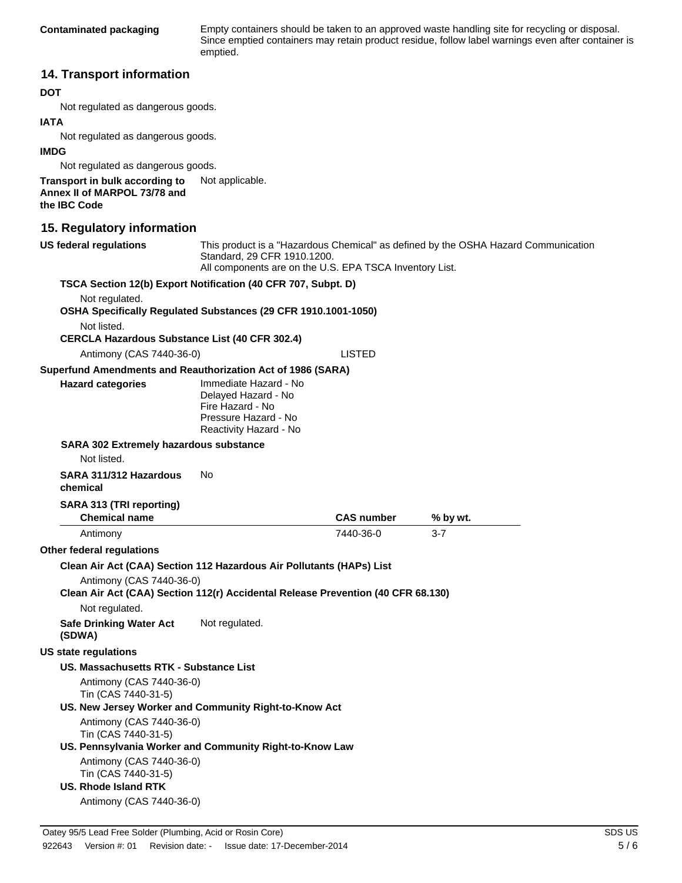**Contaminated packaging** Empty containers should be taken to an approved waste handling site for recycling or disposal. Since emptied containers may retain product residue, follow label warnings even after container is emptied.

## 14. Transport information

**DOT**

Not regulated as dangerous goods.

**IATA**

Not regulated as dangerous goods.

**IMDG**

Not regulated as dangerous goods.

**Transport in bulk according to Annex II of MARPOL 73/78 and the IBC Code** Not applicable.

## 15. Regulatory information

**US federal regulations** This product is a "Hazardous Chemical" as defined by the OSHA Hazard Communication Standard, 29 CFR 1910.1200.
All components are on the U.S. EPA TSCA Inventory List.

**TSCA Section 12(b) Export Notification (40 CFR 707, Subpt. D)**

Not regulated.

**OSHA Specifically Regulated Substances (29 CFR 1910.1001-1050)**

Not listed.

**CERCLA Hazardous Substance List (40 CFR 302.4)**

Antimony (CAS 7440-36-0) LISTED

**Superfund Amendments and Reauthorization Act of 1986 (SARA)**

**Hazard categories**
Immediate Hazard - No
Delayed Hazard - No
Fire Hazard - No
Pressure Hazard - No
Reactivity Hazard - No

**SARA 302 Extremely hazardous substance**

Not listed.

**SARA 311/312 Hazardous chemical** No

**SARA 313 (TRI reporting)**

| Chemical name | CAS number | % by wt. |
|---|---|---|
| Antimony | 7440-36-0 | 3-7 |

**Other federal regulations**

**Clean Air Act (CAA) Section 112 Hazardous Air Pollutants (HAPs) List**

Antimony (CAS 7440-36-0)

**Clean Air Act (CAA) Section 112(r) Accidental Release Prevention (40 CFR 68.130)**

Not regulated.

**Safe Drinking Water Act (SDWA)** Not regulated.

**US state regulations**

**US. Massachusetts RTK - Substance List**

Antimony (CAS 7440-36-0)
Tin (CAS 7440-31-5)

**US. New Jersey Worker and Community Right-to-Know Act**

Antimony (CAS 7440-36-0)
Tin (CAS 7440-31-5)

**US. Pennsylvania Worker and Community Right-to-Know Law**

Antimony (CAS 7440-36-0)
Tin (CAS 7440-31-5)

**US. Rhode Island RTK**

Antimony (CAS 7440-36-0)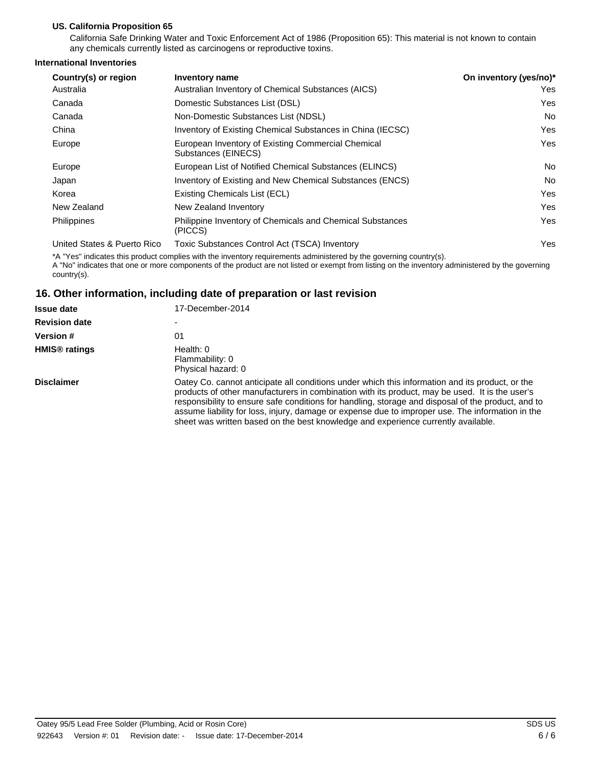**US. California Proposition 65**

California Safe Drinking Water and Toxic Enforcement Act of 1986 (Proposition 65): This material is not known to contain any chemicals currently listed as carcinogens or reproductive toxins.

**International Inventories**

| Country(s) or region | Inventory name | On inventory (yes/no)* |
|---|---|---|
| Australia | Australian Inventory of Chemical Substances (AICS) | Yes |
| Canada | Domestic Substances List (DSL) | Yes |
| Canada | Non-Domestic Substances List (NDSL) | No |
| China | Inventory of Existing Chemical Substances in China (IECSC) | Yes |
| Europe | European Inventory of Existing Commercial Chemical Substances (EINECS) | Yes |
| Europe | European List of Notified Chemical Substances (ELINCS) | No |
| Japan | Inventory of Existing and New Chemical Substances (ENCS) | No |
| Korea | Existing Chemicals List (ECL) | Yes |
| New Zealand | New Zealand Inventory | Yes |
| Philippines | Philippine Inventory of Chemicals and Chemical Substances (PICCS) | Yes |
| United States & Puerto Rico | Toxic Substances Control Act (TSCA) Inventory | Yes |

*A "Yes" indicates this product complies with the inventory requirements administered by the governing country(s).
A "No" indicates that one or more components of the product are not listed or exempt from listing on the inventory administered by the governing country(s).

## 16. Other information, including date of preparation or last revision

**Issue date** 17-December-2014

**Revision date** -

**Version #** 01

**HMIS® ratings** Health: 0
Flammability: 0
Physical hazard: 0

**Disclaimer** Oatey Co. cannot anticipate all conditions under which this information and its product, or the products of other manufacturers in combination with its product, may be used. It is the user's responsibility to ensure safe conditions for handling, storage and disposal of the product, and to assume liability for loss, injury, damage or expense due to improper use. The information in the sheet was written based on the best knowledge and experience currently available.